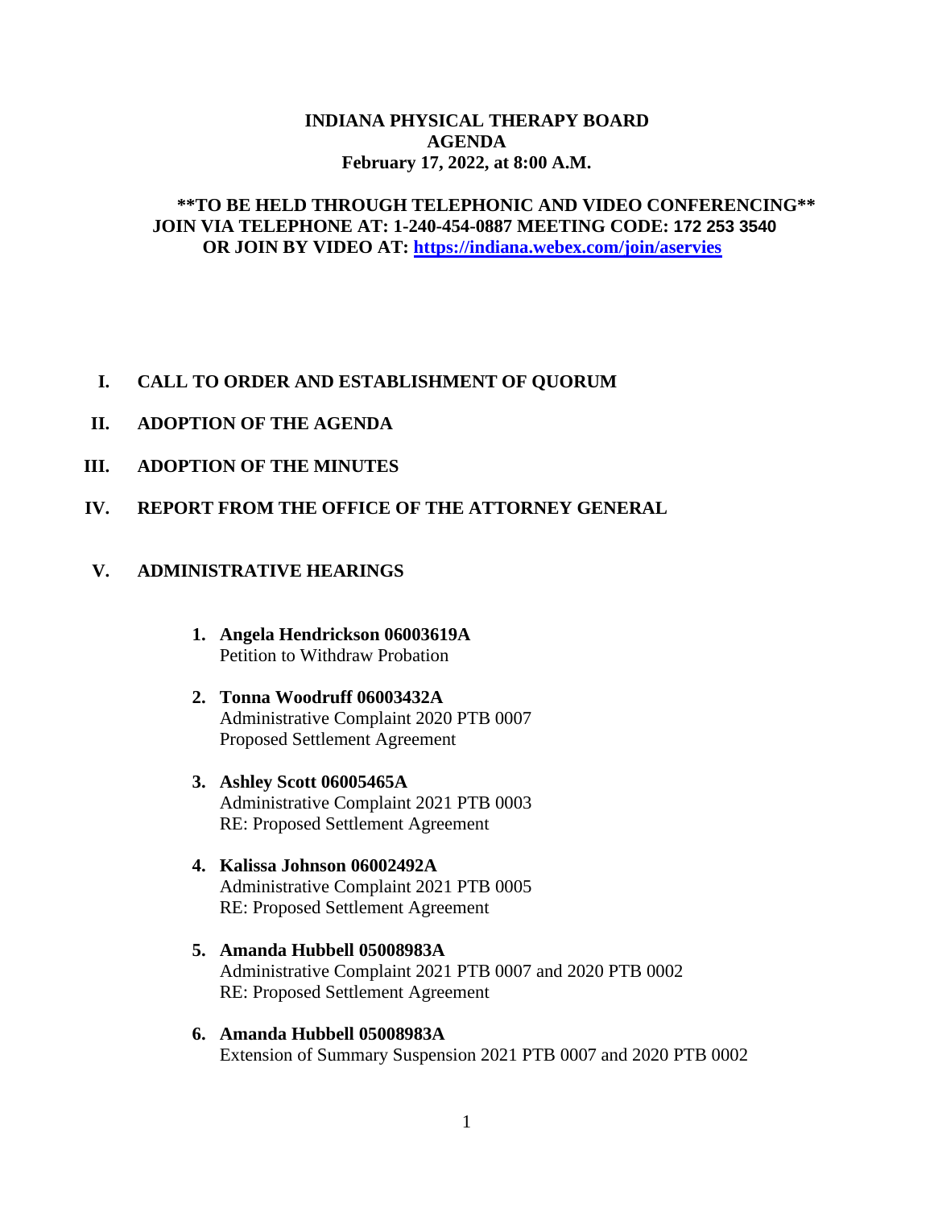# INDIANA PHYSICAL THERAPY BOARD
# AGENDA
## February 17, 2022, at 8:00 A.M.

**\*\*TO BE HELD THROUGH TELEPHONIC AND VIDEO CONFERENCING\*\***
**JOIN VIA TELEPHONE AT: 1-240-454-0887 MEETING CODE: 172 253 3540**
**OR JOIN BY VIDEO AT: [https://indiana.webex.com/join/aservies](https://indiana.webex.com/join/aservies)**

## I. CALL TO ORDER AND ESTABLISHMENT OF QUORUM

## II. ADOPTION OF THE AGENDA

## III. ADOPTION OF THE MINUTES

## IV. REPORT FROM THE OFFICE OF THE ATTORNEY GENERAL

## V. ADMINISTRATIVE HEARINGS

1. **Angela Hendrickson 06003619A**
   Petition to Withdraw Probation

2. **Tonna Woodruff 06003432A**
   Administrative Complaint 2020 PTB 0007
   Proposed Settlement Agreement

3. **Ashley Scott 06005465A**
   Administrative Complaint 2021 PTB 0003
   RE: Proposed Settlement Agreement

4. **Kalissa Johnson 06002492A**
   Administrative Complaint 2021 PTB 0005
   RE: Proposed Settlement Agreement

5. **Amanda Hubbell 05008983A**
   Administrative Complaint 2021 PTB 0007 and 2020 PTB 0002
   RE: Proposed Settlement Agreement

6. **Amanda Hubbell 05008983A**
   Extension of Summary Suspension 2021 PTB 0007 and 2020 PTB 0002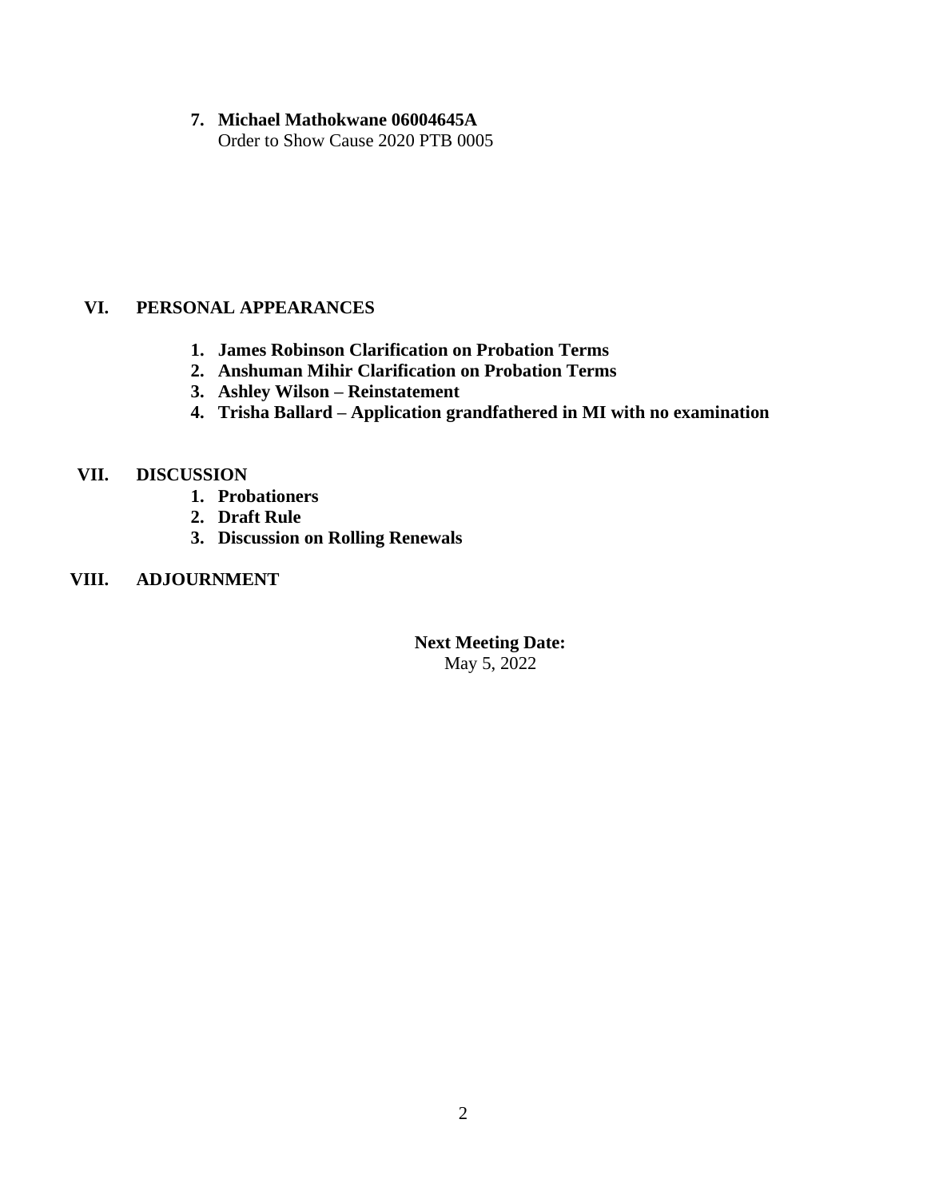7. **Michael Mathokwane 06004645A**
   Order to Show Cause 2020 PTB 0005

## VI. PERSONAL APPEARANCES

1. **James Robinson Clarification on Probation Terms**
2. **Anshuman Mihir Clarification on Probation Terms**
3. **Ashley Wilson – Reinstatement**
4. **Trisha Ballard – Application grandfathered in MI with no examination**

## VII. DISCUSSION

1. **Probationers**
2. **Draft Rule**
3. **Discussion on Rolling Renewals**

## VIII. ADJOURNMENT

**Next Meeting Date:**
May 5, 2022